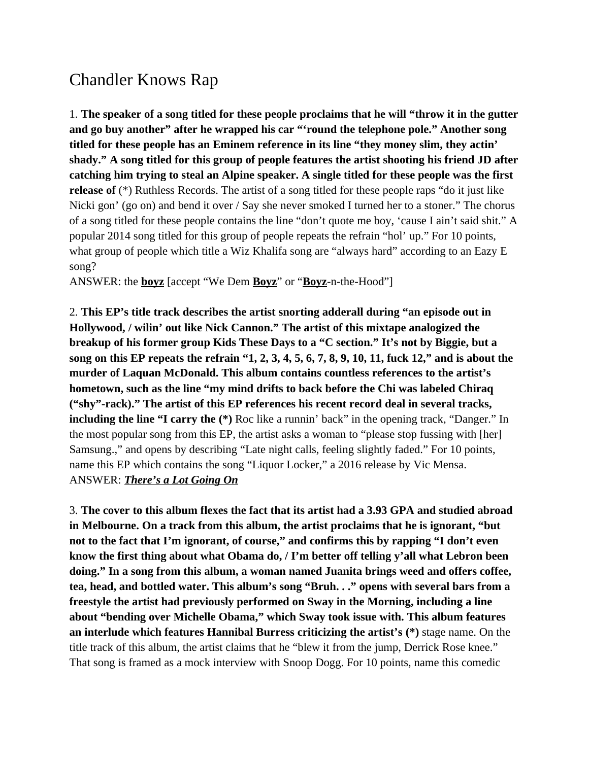# Chandler Knows Rap

1. **The speaker of a song titled for these people proclaims that he will "throw it in the gutter and go buy another" after he wrapped his car "'round the telephone pole." Another song titled for these people has an Eminem reference in its line "they money slim, they actin' shady." A song titled for this group of people features the artist shooting his friend JD after catching him trying to steal an Alpine speaker. A single titled for these people was the first release of** (*) Ruthless Records. The artist of a song titled for these people raps "do it just like Nicki gon' (go on) and bend it over / Say she never smoked I turned her to a stoner." The chorus of a song titled for these people contains the line "don't quote me boy, 'cause I ain't said shit." A popular 2014 song titled for this group of people repeats the refrain "hol' up." For 10 points, what group of people which title a Wiz Khalifa song are "always hard" according to an Eazy E song?
ANSWER: the **boyz** [accept "We Dem **Boyz**" or "**Boyz**-n-the-Hood"]

2. **This EP's title track describes the artist snorting adderall during "an episode out in Hollywood, / wilin' out like Nick Cannon." The artist of this mixtape analogized the breakup of his former group Kids These Days to a "C section." It's not by Biggie, but a song on this EP repeats the refrain "1, 2, 3, 4, 5, 6, 7, 8, 9, 10, 11, fuck 12," and is about the murder of Laquan McDonald. This album contains countless references to the artist's hometown, such as the line "my mind drifts to back before the Chi was labeled Chiraq ("shy"-rack)." The artist of this EP references his recent record deal in several tracks, including the line "I carry the (*)** Roc like a runnin' back" in the opening track, "Danger." In the most popular song from this EP, the artist asks a woman to "please stop fussing with [her] Samsung.," and opens by describing "Late night calls, feeling slightly faded." For 10 points, name this EP which contains the song "Liquor Locker," a 2016 release by Vic Mensa.
ANSWER: ***There's a Lot Going On***

3. **The cover to this album flexes the fact that its artist had a 3.93 GPA and studied abroad in Melbourne. On a track from this album, the artist proclaims that he is ignorant, "but not to the fact that I'm ignorant, of course," and confirms this by rapping "I don't even know the first thing about what Obama do, / I'm better off telling y'all what Lebron been doing." In a song from this album, a woman named Juanita brings weed and offers coffee, tea, head, and bottled water. This album's song "Bruh. . ." opens with several bars from a freestyle the artist had previously performed on Sway in the Morning, including a line about "bending over Michelle Obama," which Sway took issue with. This album features an interlude which features Hannibal Burress criticizing the artist's (*)** stage name. On the title track of this album, the artist claims that he "blew it from the jump, Derrick Rose knee." That song is framed as a mock interview with Snoop Dogg. For 10 points, name this comedic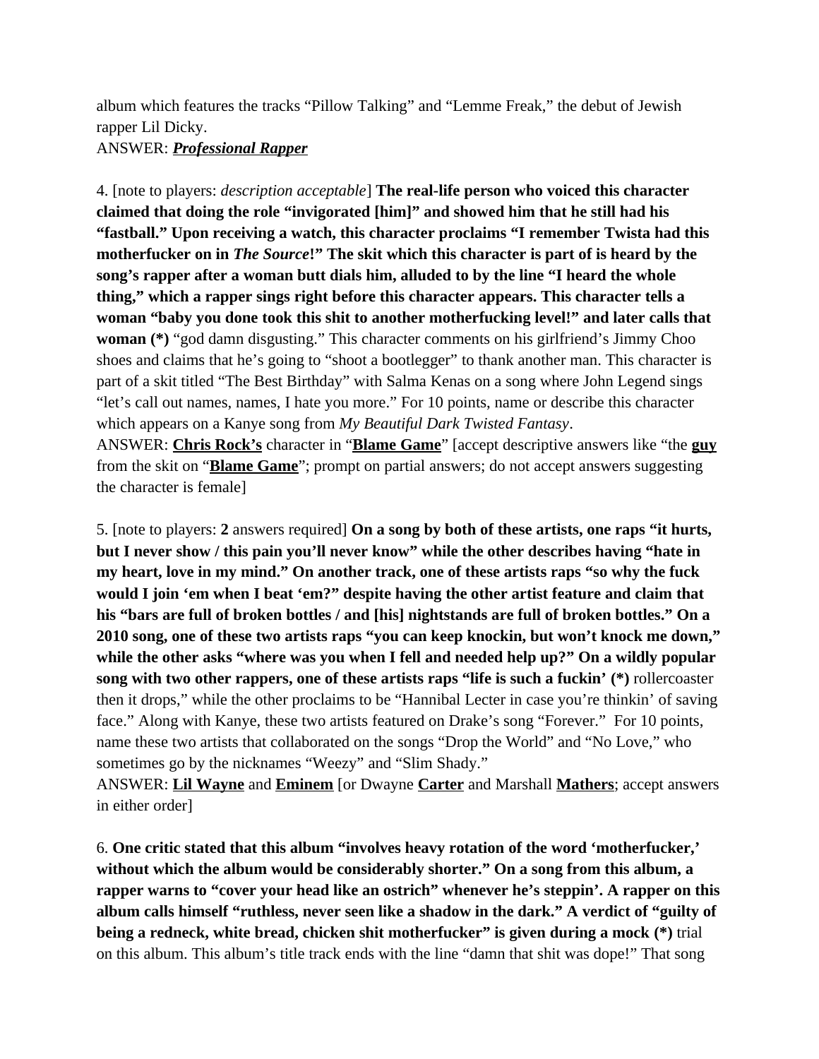album which features the tracks “Pillow Talking” and “Lemme Freak,” the debut of Jewish rapper Lil Dicky.
ANSWER: ***__Professional Rapper__***

4. [note to players: *description acceptable*] **The real-life person who voiced this character claimed that doing the role “invigorated [him]” and showed him that he still had his “fastball.” Upon receiving a watch, this character proclaims “I remember Twista had this motherfucker on in *The Source*!” The skit which this character is part of is heard by the song’s rapper after a woman butt dials him, alluded to by the line “I heard the whole thing,” which a rapper sings right before this character appears. This character tells a woman “baby you done took this shit to another motherfucking level!” and later calls that woman (*)** “god damn disgusting.” This character comments on his girlfriend’s Jimmy Choo shoes and claims that he’s going to “shoot a bootlegger” to thank another man. This character is part of a skit titled “The Best Birthday” with Salma Kenas on a song where John Legend sings “let’s call out names, names, I hate you more.” For 10 points, name or describe this character which appears on a Kanye song from *My Beautiful Dark Twisted Fantasy*.
ANSWER: **__Chris Rock’s__** character in “**__Blame Game__**” [accept descriptive answers like “the **__guy__** from the skit on “**__Blame Game__**”; prompt on partial answers; do not accept answers suggesting the character is female]

5. [note to players: **2** answers required] **On a song by both of these artists, one raps “it hurts, but I never show / this pain you’ll never know” while the other describes having “hate in my heart, love in my mind.” On another track, one of these artists raps “so why the fuck would I join ‘em when I beat ‘em?” despite having the other artist feature and claim that his “bars are full of broken bottles / and [his] nightstands are full of broken bottles.” On a 2010 song, one of these two artists raps “you can keep knockin, but won’t knock me down,” while the other asks “where was you when I fell and needed help up?” On a wildly popular song with two other rappers, one of these artists raps “life is such a fuckin’ (*)** rollercoaster then it drops,” while the other proclaims to be “Hannibal Lecter in case you’re thinkin’ of saving face.” Along with Kanye, these two artists featured on Drake’s song “Forever.” For 10 points, name these two artists that collaborated on the songs “Drop the World” and “No Love,” who sometimes go by the nicknames “Weezy” and “Slim Shady.”
ANSWER: **__Lil Wayne__** and **__Eminem__** [or Dwayne **__Carter__** and Marshall **__Mathers__**; accept answers in either order]

6. **One critic stated that this album “involves heavy rotation of the word ‘motherfucker,’ without which the album would be considerably shorter.” On a song from this album, a rapper warns to “cover your head like an ostrich” whenever he’s steppin’. A rapper on this album calls himself “ruthless, never seen like a shadow in the dark.” A verdict of “guilty of being a redneck, white bread, chicken shit motherfucker” is given during a mock (*)** trial on this album. This album’s title track ends with the line “damn that shit was dope!” That song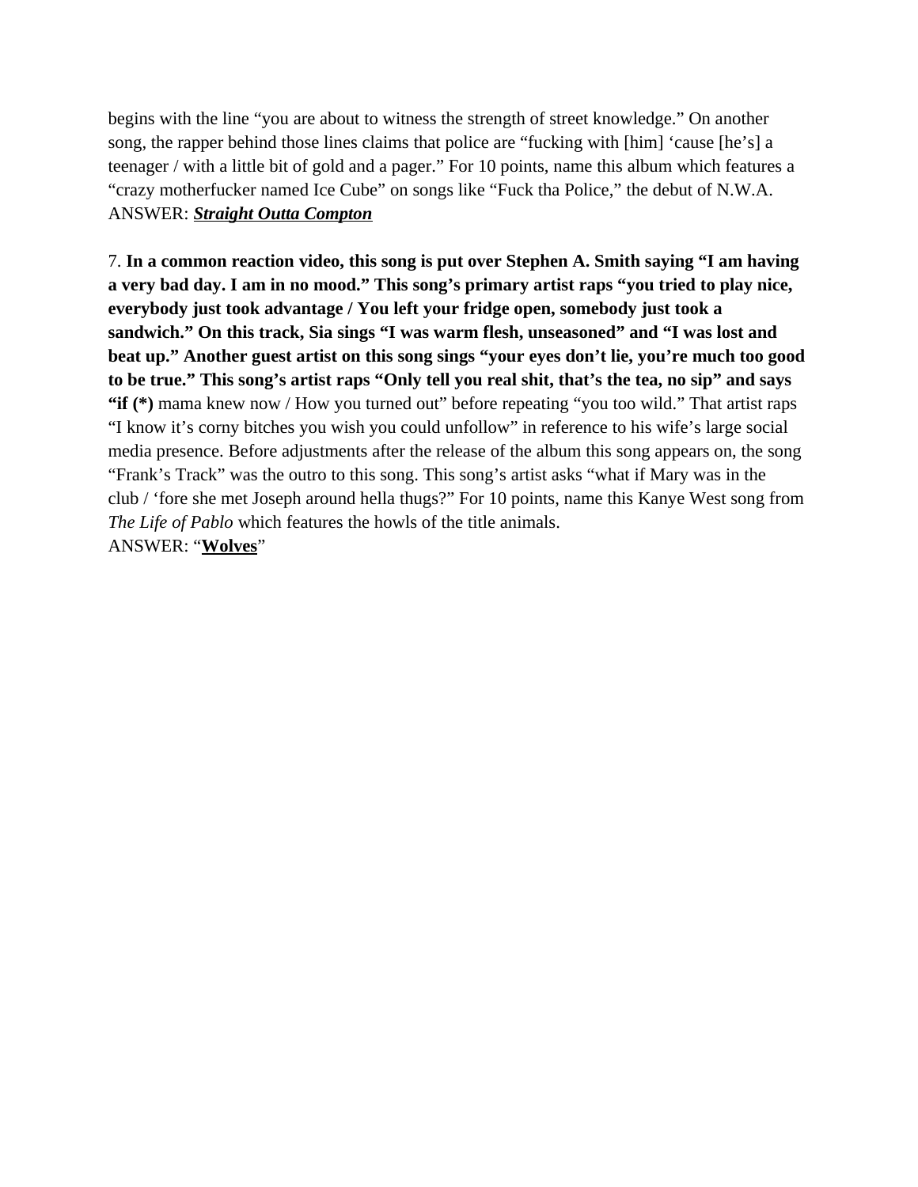begins with the line "you are about to witness the strength of street knowledge." On another song, the rapper behind those lines claims that police are "fucking with [him] 'cause [he's] a teenager / with a little bit of gold and a pager." For 10 points, name this album which features a "crazy motherfucker named Ice Cube" on songs like "Fuck tha Police," the debut of N.W.A.
ANSWER: ***Straight Outta Compton***

7. **In a common reaction video, this song is put over Stephen A. Smith saying "I am having a very bad day. I am in no mood." This song's primary artist raps "you tried to play nice, everybody just took advantage / You left your fridge open, somebody just took a sandwich." On this track, Sia sings "I was warm flesh, unseasoned" and "I was lost and beat up." Another guest artist on this song sings "your eyes don't lie, you're much too good to be true." This song's artist raps "Only tell you real shit, that's the tea, no sip" and says "if (*)** mama knew now / How you turned out" before repeating "you too wild." That artist raps "I know it's corny bitches you wish you could unfollow" in reference to his wife's large social media presence. Before adjustments after the release of the album this song appears on, the song "Frank's Track" was the outro to this song. This song's artist asks "what if Mary was in the club / 'fore she met Joseph around hella thugs?" For 10 points, name this Kanye West song from *The Life of Pablo* which features the howls of the title animals.
ANSWER: "**Wolves**"